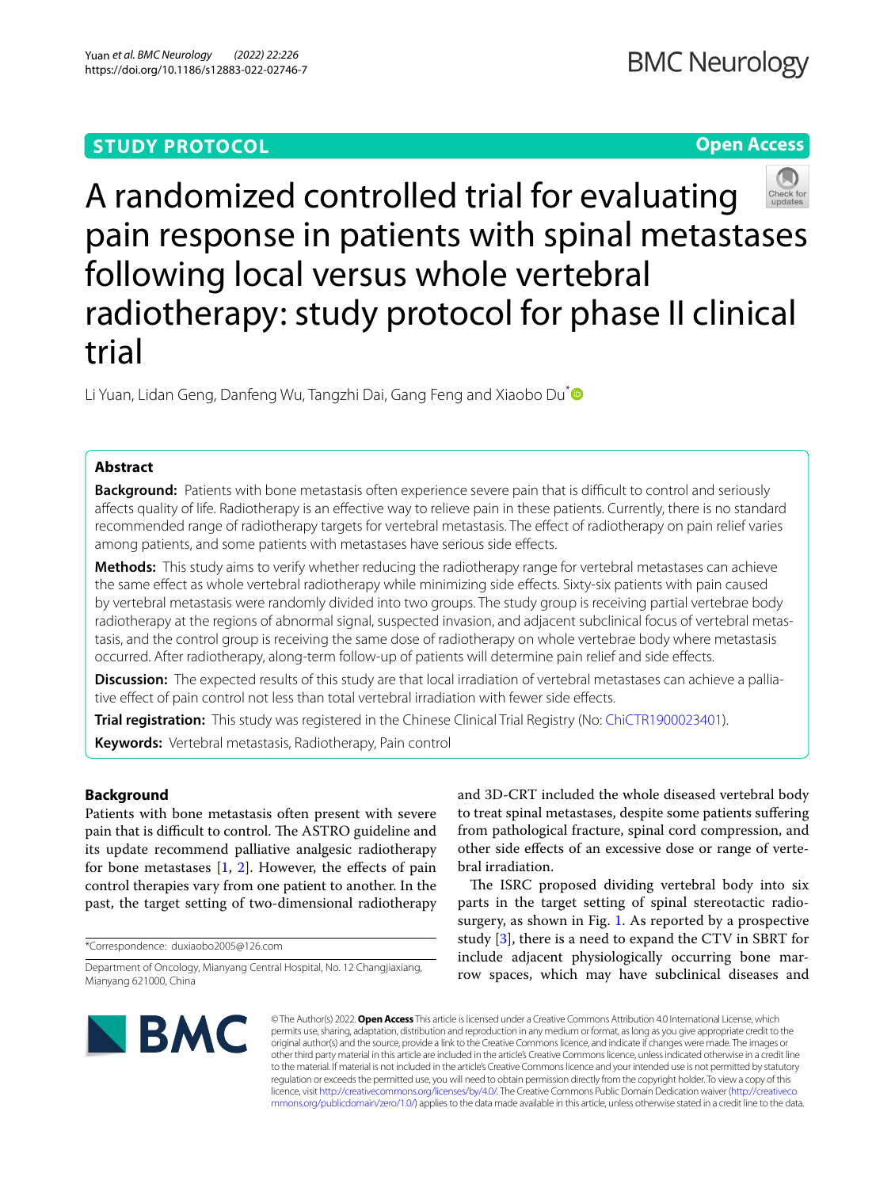STUDY PROTOCOL

Open Access

# A randomized controlled trial for evaluating pain response in patients with spinal metastases following local versus whole vertebral radiotherapy: study protocol for phase II clinical trial

Li Yuan, Lidan Geng, Danfeng Wu, Tangzhi Dai, Gang Feng and Xiaobo Du*

## Abstract

**Background:** Patients with bone metastasis often experience severe pain that is difficult to control and seriously affects quality of life. Radiotherapy is an effective way to relieve pain in these patients. Currently, there is no standard recommended range of radiotherapy targets for vertebral metastasis. The effect of radiotherapy on pain relief varies among patients, and some patients with metastases have serious side effects.

**Methods:** This study aims to verify whether reducing the radiotherapy range for vertebral metastases can achieve the same effect as whole vertebral radiotherapy while minimizing side effects. Sixty-six patients with pain caused by vertebral metastasis were randomly divided into two groups. The study group is receiving partial vertebrae body radiotherapy at the regions of abnormal signal, suspected invasion, and adjacent subclinical focus of vertebral metastasis, and the control group is receiving the same dose of radiotherapy on whole vertebrae body where metastasis occurred. After radiotherapy, along-term follow-up of patients will determine pain relief and side effects.

**Discussion:** The expected results of this study are that local irradiation of vertebral metastases can achieve a palliative effect of pain control not less than total vertebral irradiation with fewer side effects.

**Trial registration:** This study was registered in the Chinese Clinical Trial Registry (No: ChiCTR1900023401).

**Keywords:** Vertebral metastasis, Radiotherapy, Pain control

## Background

Patients with bone metastasis often present with severe pain that is difficult to control. The ASTRO guideline and its update recommend palliative analgesic radiotherapy for bone metastases [1, 2]. However, the effects of pain control therapies vary from one patient to another. In the past, the target setting of two-dimensional radiotherapy and 3D-CRT included the whole diseased vertebral body to treat spinal metastases, despite some patients suffering from pathological fracture, spinal cord compression, and other side effects of an excessive dose or range of vertebral irradiation.

The ISRC proposed dividing vertebral body into six parts in the target setting of spinal stereotactic radiosurgery, as shown in Fig. 1. As reported by a prospective study [3], there is a need to expand the CTV in SBRT for include adjacent physiologically occurring bone marrow spaces, which may have subclinical diseases and

*Correspondence: duxiaobo2005@126.com

Department of Oncology, Mianyang Central Hospital, No. 12 Changjiaxiang, Mianyang 621000, China

© The Author(s) 2022. **Open Access** This article is licensed under a Creative Commons Attribution 4.0 International License, which permits use, sharing, adaptation, distribution and reproduction in any medium or format, as long as you give appropriate credit to the original author(s) and the source, provide a link to the Creative Commons licence, and indicate if changes were made. The images or other third party material in this article are included in the article's Creative Commons licence, unless indicated otherwise in a credit line to the material. If material is not included in the article's Creative Commons licence and your intended use is not permitted by statutory regulation or exceeds the permitted use, you will need to obtain permission directly from the copyright holder. To view a copy of this licence, visit http://creativecommons.org/licenses/by/4.0/. The Creative Commons Public Domain Dedication waiver (http://creativecommons.org/publicdomain/zero/1.0/) applies to the data made available in this article, unless otherwise stated in a credit line to the data.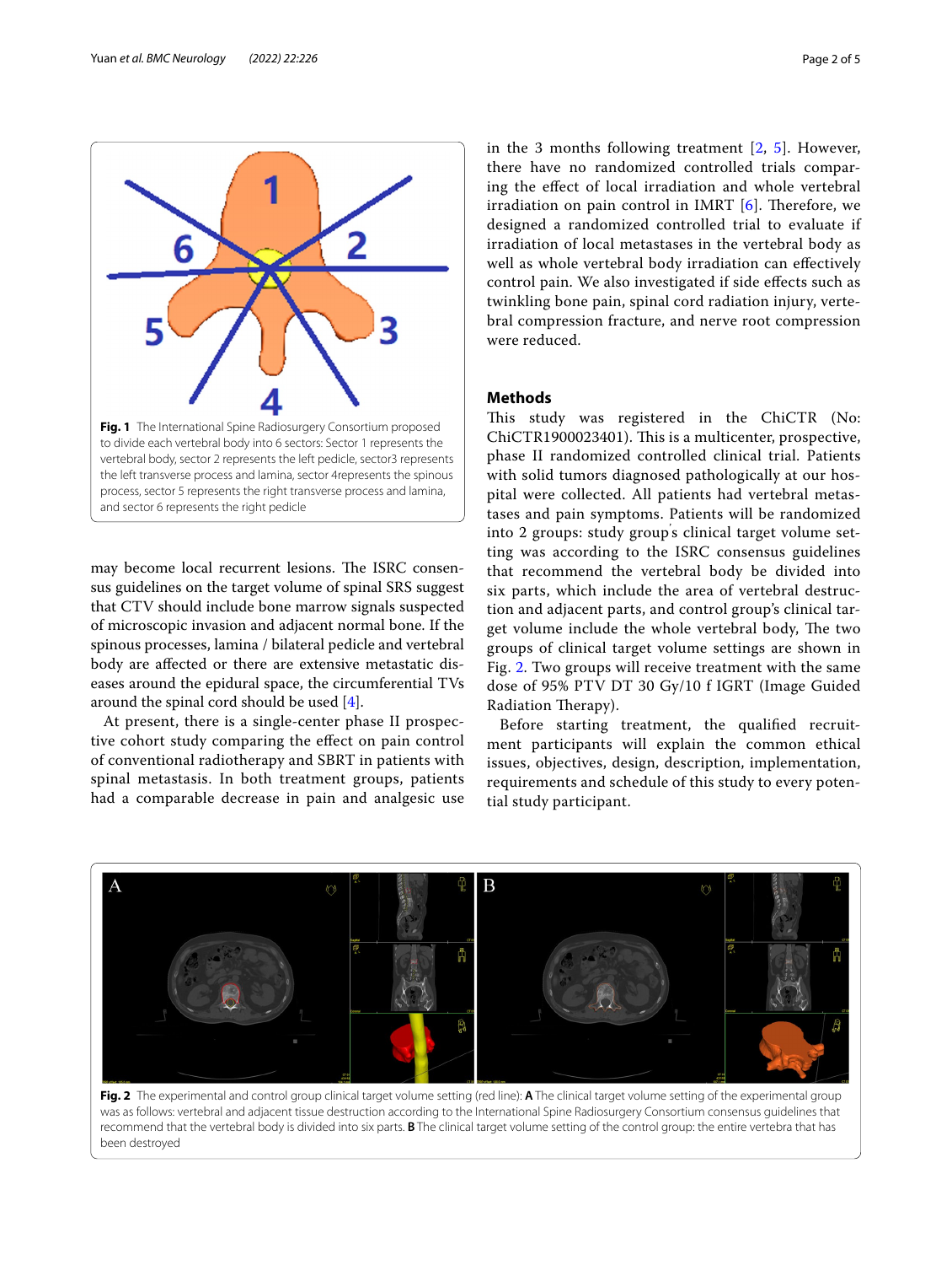Fig. 1 The International Spine Radiosurgery Consortium proposed to divide each vertebral body into 6 sectors: Sector 1 represents the vertebral body, sector 2 represents the left pedicle, sector3 represents the left transverse process and lamina, sector 4represents the spinous process, sector 5 represents the right transverse process and lamina, and sector 6 represents the right pedicle

may become local recurrent lesions. The ISRC consensus guidelines on the target volume of spinal SRS suggest that CTV should include bone marrow signals suspected of microscopic invasion and adjacent normal bone. If the spinous processes, lamina / bilateral pedicle and vertebral body are affected or there are extensive metastatic diseases around the epidural space, the circumferential TVs around the spinal cord should be used [4].

At present, there is a single-center phase II prospective cohort study comparing the effect on pain control of conventional radiotherapy and SBRT in patients with spinal metastasis. In both treatment groups, patients had a comparable decrease in pain and analgesic use in the 3 months following treatment [2, 5]. However, there have no randomized controlled trials comparing the effect of local irradiation and whole vertebral irradiation on pain control in IMRT [6]. Therefore, we designed a randomized controlled trial to evaluate if irradiation of local metastases in the vertebral body as well as whole vertebral body irradiation can effectively control pain. We also investigated if side effects such as twinkling bone pain, spinal cord radiation injury, vertebral compression fracture, and nerve root compression were reduced.

## Methods

This study was registered in the ChiCTR (No: ChiCTR1900023401). This is a multicenter, prospective, phase II randomized controlled clinical trial. Patients with solid tumors diagnosed pathologically at our hospital were collected. All patients had vertebral metastases and pain symptoms. Patients will be randomized into 2 groups: study group's clinical target volume setting was according to the ISRC consensus guidelines that recommend the vertebral body be divided into six parts, which include the area of vertebral destruction and adjacent parts, and control group's clinical target volume include the whole vertebral body, The two groups of clinical target volume settings are shown in Fig. 2. Two groups will receive treatment with the same dose of 95% PTV DT 30 Gy/10 f IGRT (Image Guided Radiation Therapy).

Before starting treatment, the qualified recruitment participants will explain the common ethical issues, objectives, design, description, implementation, requirements and schedule of this study to every potential study participant.

Fig. 2 The experimental and control group clinical target volume setting (red line): **A** The clinical target volume setting of the experimental group was as follows: vertebral and adjacent tissue destruction according to the International Spine Radiosurgery Consortium consensus guidelines that recommend that the vertebral body is divided into six parts. **B** The clinical target volume setting of the control group: the entire vertebra that has been destroyed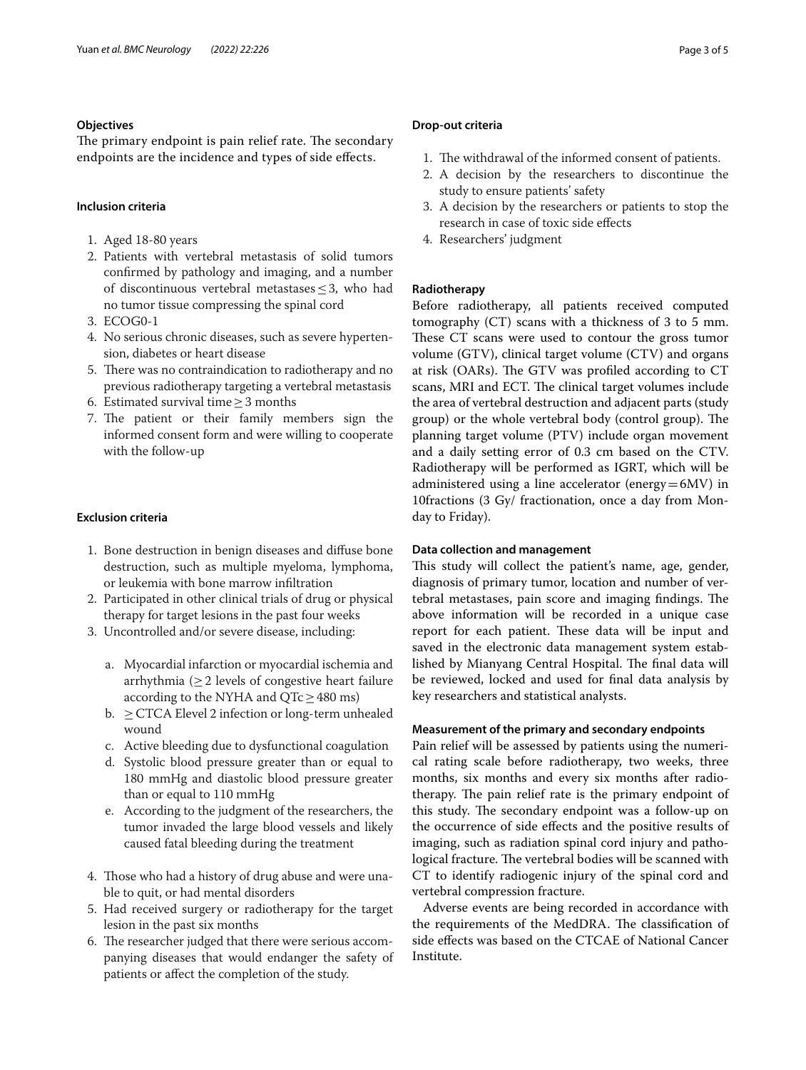### Objectives

The primary endpoint is pain relief rate. The secondary endpoints are the incidence and types of side effects.

### Inclusion criteria

1. Aged 18-80 years
2. Patients with vertebral metastasis of solid tumors confirmed by pathology and imaging, and a number of discontinuous vertebral metastases $\leq 3$, who had no tumor tissue compressing the spinal cord
3. ECOG0-1
4. No serious chronic diseases, such as severe hypertension, diabetes or heart disease
5. There was no contraindication to radiotherapy and no previous radiotherapy targeting a vertebral metastasis
6. Estimated survival time $\geq 3$ months
7. The patient or their family members sign the informed consent form and were willing to cooperate with the follow-up

### Exclusion criteria

1. Bone destruction in benign diseases and diffuse bone destruction, such as multiple myeloma, lymphoma, or leukemia with bone marrow infiltration
2. Participated in other clinical trials of drug or physical therapy for target lesions in the past four weeks
3. Uncontrolled and/or severe disease, including:
   a. Myocardial infarction or myocardial ischemia and arrhythmia ($\geq 2$ levels of congestive heart failure according to the NYHA and QTc $\geq 480$ ms)
   b. $\geq$ CTCA Elevel 2 infection or long-term unhealed wound
   c. Active bleeding due to dysfunctional coagulation
   d. Systolic blood pressure greater than or equal to 180 mmHg and diastolic blood pressure greater than or equal to 110 mmHg
   e. According to the judgment of the researchers, the tumor invaded the large blood vessels and likely caused fatal bleeding during the treatment
4. Those who had a history of drug abuse and were unable to quit, or had mental disorders
5. Had received surgery or radiotherapy for the target lesion in the past six months
6. The researcher judged that there were serious accompanying diseases that would endanger the safety of patients or affect the completion of the study.

### Drop-out criteria

1. The withdrawal of the informed consent of patients.
2. A decision by the researchers to discontinue the study to ensure patients' safety
3. A decision by the researchers or patients to stop the research in case of toxic side effects
4. Researchers' judgment

### Radiotherapy

Before radiotherapy, all patients received computed tomography (CT) scans with a thickness of 3 to 5 mm. These CT scans were used to contour the gross tumor volume (GTV), clinical target volume (CTV) and organs at risk (OARs). The GTV was profiled according to CT scans, MRI and ECT. The clinical target volumes include the area of vertebral destruction and adjacent parts (study group) or the whole vertebral body (control group). The planning target volume (PTV) include organ movement and a daily setting error of 0.3 cm based on the CTV. Radiotherapy will be performed as IGRT, which will be administered using a line accelerator (energy = 6MV) in 10fractions (3 Gy/ fractionation, once a day from Monday to Friday).

### Data collection and management

This study will collect the patient's name, age, gender, diagnosis of primary tumor, location and number of vertebral metastases, pain score and imaging findings. The above information will be recorded in a unique case report for each patient. These data will be input and saved in the electronic data management system established by Mianyang Central Hospital. The final data will be reviewed, locked and used for final data analysis by key researchers and statistical analysts.

### Measurement of the primary and secondary endpoints

Pain relief will be assessed by patients using the numerical rating scale before radiotherapy, two weeks, three months, six months and every six months after radiotherapy. The pain relief rate is the primary endpoint of this study. The secondary endpoint was a follow-up on the occurrence of side effects and the positive results of imaging, such as radiation spinal cord injury and pathological fracture. The vertebral bodies will be scanned with CT to identify radiogenic injury of the spinal cord and vertebral compression fracture.

Adverse events are being recorded in accordance with the requirements of the MedDRA. The classification of side effects was based on the CTCAE of National Cancer Institute.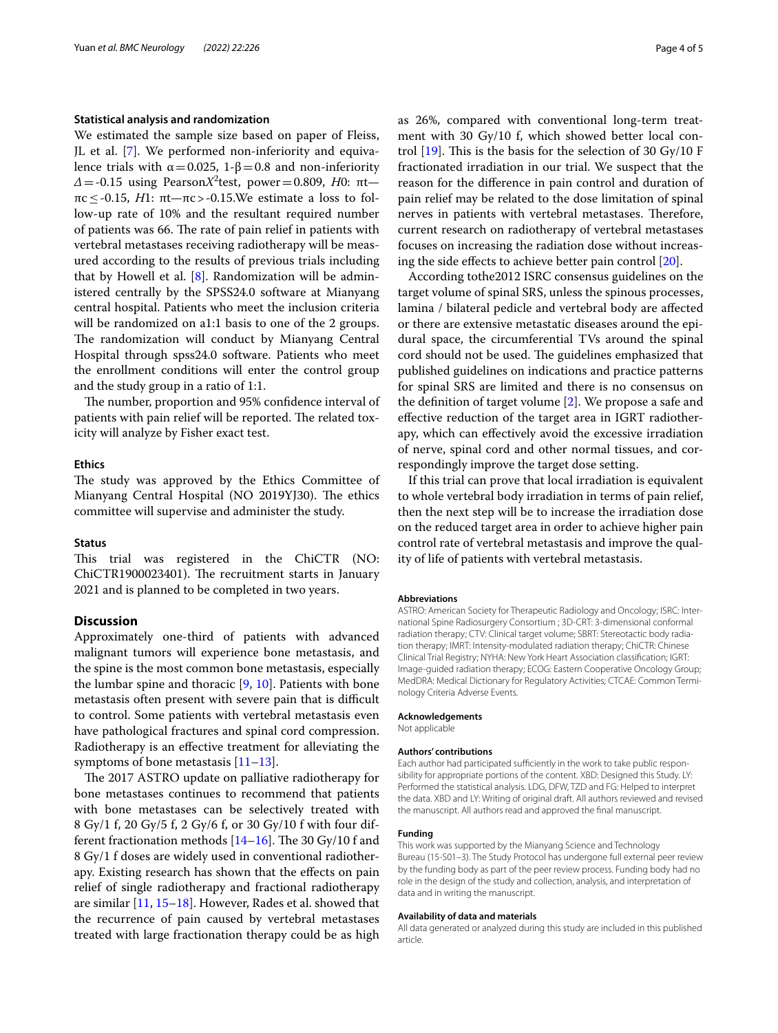### Statistical analysis and randomization

We estimated the sample size based on paper of Fleiss, JL et al. [7]. We performed non-inferiority and equivalence trials with $\alpha = 0.025$, $1\text{-}\beta = 0.8$ and non-inferiority $\Delta = -0.15$ using Pearson$X^2$test, power = 0.809, $H0$: $\pi t - \pi c \leq -0.15$, $H1$: $\pi t - \pi c > -0.15$.We estimate a loss to follow-up rate of 10% and the resultant required number of patients was 66. The rate of pain relief in patients with vertebral metastases receiving radiotherapy will be measured according to the results of previous trials including that by Howell et al. [8]. Randomization will be administered centrally by the SPSS24.0 software at Mianyang central hospital. Patients who meet the inclusion criteria will be randomized on a1:1 basis to one of the 2 groups. The randomization will conduct by Mianyang Central Hospital through spss24.0 software. Patients who meet the enrollment conditions will enter the control group and the study group in a ratio of 1:1.

The number, proportion and 95% confidence interval of patients with pain relief will be reported. The related toxicity will analyze by Fisher exact test.

### Ethics

The study was approved by the Ethics Committee of Mianyang Central Hospital (NO 2019YJ30). The ethics committee will supervise and administer the study.

### Status

This trial was registered in the ChiCTR (NO: ChiCTR1900023401). The recruitment starts in January 2021 and is planned to be completed in two years.

## Discussion

Approximately one-third of patients with advanced malignant tumors will experience bone metastasis, and the spine is the most common bone metastasis, especially the lumbar spine and thoracic [9, 10]. Patients with bone metastasis often present with severe pain that is difficult to control. Some patients with vertebral metastasis even have pathological fractures and spinal cord compression. Radiotherapy is an effective treatment for alleviating the symptoms of bone metastasis [11–13].

The 2017 ASTRO update on palliative radiotherapy for bone metastases continues to recommend that patients with bone metastases can be selectively treated with 8 Gy/1 f, 20 Gy/5 f, 2 Gy/6 f, or 30 Gy/10 f with four different fractionation methods [14–16]. The 30 Gy/10 f and 8 Gy/1 f doses are widely used in conventional radiotherapy. Existing research has shown that the effects on pain relief of single radiotherapy and fractional radiotherapy are similar [11, 15–18]. However, Rades et al. showed that the recurrence of pain caused by vertebral metastases treated with large fractionation therapy could be as high as 26%, compared with conventional long-term treatment with 30 Gy/10 f, which showed better local control [19]. This is the basis for the selection of 30 Gy/10 F fractionated irradiation in our trial. We suspect that the reason for the difference in pain control and duration of pain relief may be related to the dose limitation of spinal nerves in patients with vertebral metastases. Therefore, current research on radiotherapy of vertebral metastases focuses on increasing the radiation dose without increasing the side effects to achieve better pain control [20].

According tothe2012 ISRC consensus guidelines on the target volume of spinal SRS, unless the spinous processes, lamina / bilateral pedicle and vertebral body are affected or there are extensive metastatic diseases around the epidural space, the circumferential TVs around the spinal cord should not be used. The guidelines emphasized that published guidelines on indications and practice patterns for spinal SRS are limited and there is no consensus on the definition of target volume [2]. We propose a safe and effective reduction of the target area in IGRT radiotherapy, which can effectively avoid the excessive irradiation of nerve, spinal cord and other normal tissues, and correspondingly improve the target dose setting.

If this trial can prove that local irradiation is equivalent to whole vertebral body irradiation in terms of pain relief, then the next step will be to increase the irradiation dose on the reduced target area in order to achieve higher pain control rate of vertebral metastasis and improve the quality of life of patients with vertebral metastasis.

#### Abbreviations

ASTRO: American Society for Therapeutic Radiology and Oncology; ISRC: International Spine Radiosurgery Consortium ; 3D-CRT: 3-dimensional conformal radiation therapy; CTV: Clinical target volume; SBRT: Stereotactic body radiation therapy; IMRT: Intensity-modulated radiation therapy; ChiCTR: Chinese Clinical Trial Registry; NYHA: New York Heart Association classification; IGRT: Image-guided radiation therapy; ECOG: Eastern Cooperative Oncology Group; MedDRA: Medical Dictionary for Regulatory Activities; CTCAE: Common Terminology Criteria Adverse Events.

#### Acknowledgements

Not applicable

#### Authors' contributions

Each author had participated sufficiently in the work to take public responsibility for appropriate portions of the content. XBD: Designed this Study. LY: Performed the statistical analysis. LDG, DFW, TZD and FG: Helped to interpret the data. XBD and LY: Writing of original draft. All authors reviewed and revised the manuscript. All authors read and approved the final manuscript.

#### Funding

This work was supported by the Mianyang Science and Technology Bureau (15-S01–3). The Study Protocol has undergone full external peer review by the funding body as part of the peer review process. Funding body had no role in the design of the study and collection, analysis, and interpretation of data and in writing the manuscript.

#### Availability of data and materials

All data generated or analyzed during this study are included in this published article.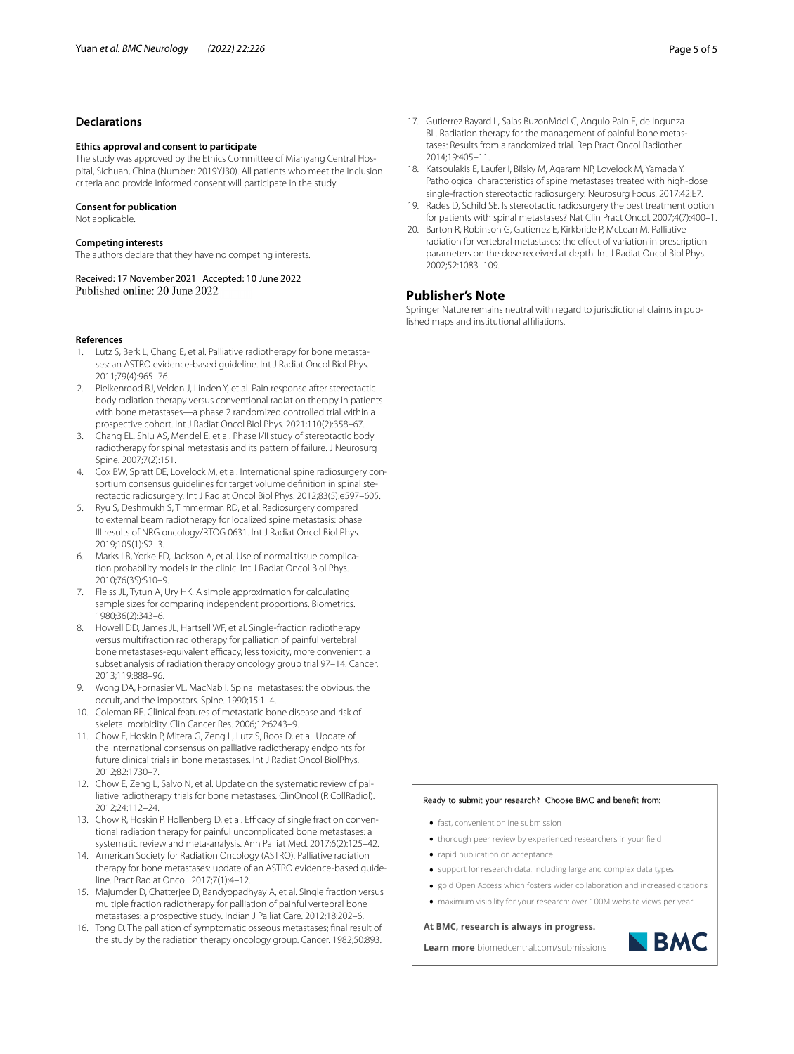## Declarations

### Ethics approval and consent to participate

The study was approved by the Ethics Committee of Mianyang Central Hospital, Sichuan, China (Number: 2019YJ30). All patients who meet the inclusion criteria and provide informed consent will participate in the study.

### Consent for publication

Not applicable.

### Competing interests

The authors declare that they have no competing interests.

Received: 17 November 2021   Accepted: 10 June 2022
Published online: 20 June 2022

### References

1. Lutz S, Berk L, Chang E, et al. Palliative radiotherapy for bone metastases: an ASTRO evidence-based guideline. Int J Radiat Oncol Biol Phys. 2011;79(4):965–76.
2. Pielkenrood BJ, Velden J, Linden Y, et al. Pain response after stereotactic body radiation therapy versus conventional radiation therapy in patients with bone metastases—a phase 2 randomized controlled trial within a prospective cohort. Int J Radiat Oncol Biol Phys. 2021;110(2):358–67.
3. Chang EL, Shiu AS, Mendel E, et al. Phase I/II study of stereotactic body radiotherapy for spinal metastasis and its pattern of failure. J Neurosurg Spine. 2007;7(2):151.
4. Cox BW, Spratt DE, Lovelock M, et al. International spine radiosurgery consortium consensus guidelines for target volume definition in spinal stereotactic radiosurgery. Int J Radiat Oncol Biol Phys. 2012;83(5):e597–605.
5. Ryu S, Deshmukh S, Timmerman RD, et al. Radiosurgery compared to external beam radiotherapy for localized spine metastasis: phase III results of NRG oncology/RTOG 0631. Int J Radiat Oncol Biol Phys. 2019;105(1):S2–3.
6. Marks LB, Yorke ED, Jackson A, et al. Use of normal tissue complication probability models in the clinic. Int J Radiat Oncol Biol Phys. 2010;76(3S):S10–9.
7. Fleiss JL, Tytun A, Ury HK. A simple approximation for calculating sample sizes for comparing independent proportions. Biometrics. 1980;36(2):343–6.
8. Howell DD, James JL, Hartsell WF, et al. Single-fraction radiotherapy versus multifraction radiotherapy for palliation of painful vertebral bone metastases-equivalent efficacy, less toxicity, more convenient: a subset analysis of radiation therapy oncology group trial 97–14. Cancer. 2013;119:888–96.
9. Wong DA, Fornasier VL, MacNab I. Spinal metastases: the obvious, the occult, and the impostors. Spine. 1990;15:1–4.
10. Coleman RE. Clinical features of metastatic bone disease and risk of skeletal morbidity. Clin Cancer Res. 2006;12:6243–9.
11. Chow E, Hoskin P, Mitera G, Zeng L, Lutz S, Roos D, et al. Update of the international consensus on palliative radiotherapy endpoints for future clinical trials in bone metastases. Int J Radiat Oncol BiolPhys. 2012;82:1730–7.
12. Chow E, Zeng L, Salvo N, et al. Update on the systematic review of palliative radiotherapy trials for bone metastases. ClinOncol (R CollRadiol). 2012;24:112–24.
13. Chow R, Hoskin P, Hollenberg D, et al. Efficacy of single fraction conventional radiation therapy for painful uncomplicated bone metastases: a systematic review and meta-analysis. Ann Palliat Med. 2017;6(2):125–42.
14. American Society for Radiation Oncology (ASTRO). Palliative radiation therapy for bone metastases: update of an ASTRO evidence-based guideline. Pract Radiat Oncol 2017;7(1):4–12.
15. Majumder D, Chatterjee D, Bandyopadhyay A, et al. Single fraction versus multiple fraction radiotherapy for palliation of painful vertebral bone metastases: a prospective study. Indian J Palliat Care. 2012;18:202–6.
16. Tong D. The palliation of symptomatic osseous metastases; final result of the study by the radiation therapy oncology group. Cancer. 1982;50:893.
17. Gutierrez Bayard L, Salas BuzonMdel C, Angulo Pain E, de Ingunza BL. Radiation therapy for the management of painful bone metastases: Results from a randomized trial. Rep Pract Oncol Radiother. 2014;19:405–11.
18. Katsoulakis E, Laufer I, Bilsky M, Agaram NP, Lovelock M, Yamada Y. Pathological characteristics of spine metastases treated with high-dose single-fraction stereotactic radiosurgery. Neurosurg Focus. 2017;42:E7.
19. Rades D, Schild SE. Is stereotactic radiosurgery the best treatment option for patients with spinal metastases? Nat Clin Pract Oncol. 2007;4(7):400–1.
20. Barton R, Robinson G, Gutierrez E, Kirkbride P, McLean M. Palliative radiation for vertebral metastases: the effect of variation in prescription parameters on the dose received at depth. Int J Radiat Oncol Biol Phys. 2002;52:1083–109.

## Publisher's Note

Springer Nature remains neutral with regard to jurisdictional claims in published maps and institutional affiliations.

Ready to submit your research? Choose BMC and benefit from:

- fast, convenient online submission
- thorough peer review by experienced researchers in your field
- rapid publication on acceptance
- support for research data, including large and complex data types
- gold Open Access which fosters wider collaboration and increased citations
- maximum visibility for your research: over 100M website views per year

**At BMC, research is always in progress.**

**Learn more** biomedcentral.com/submissions